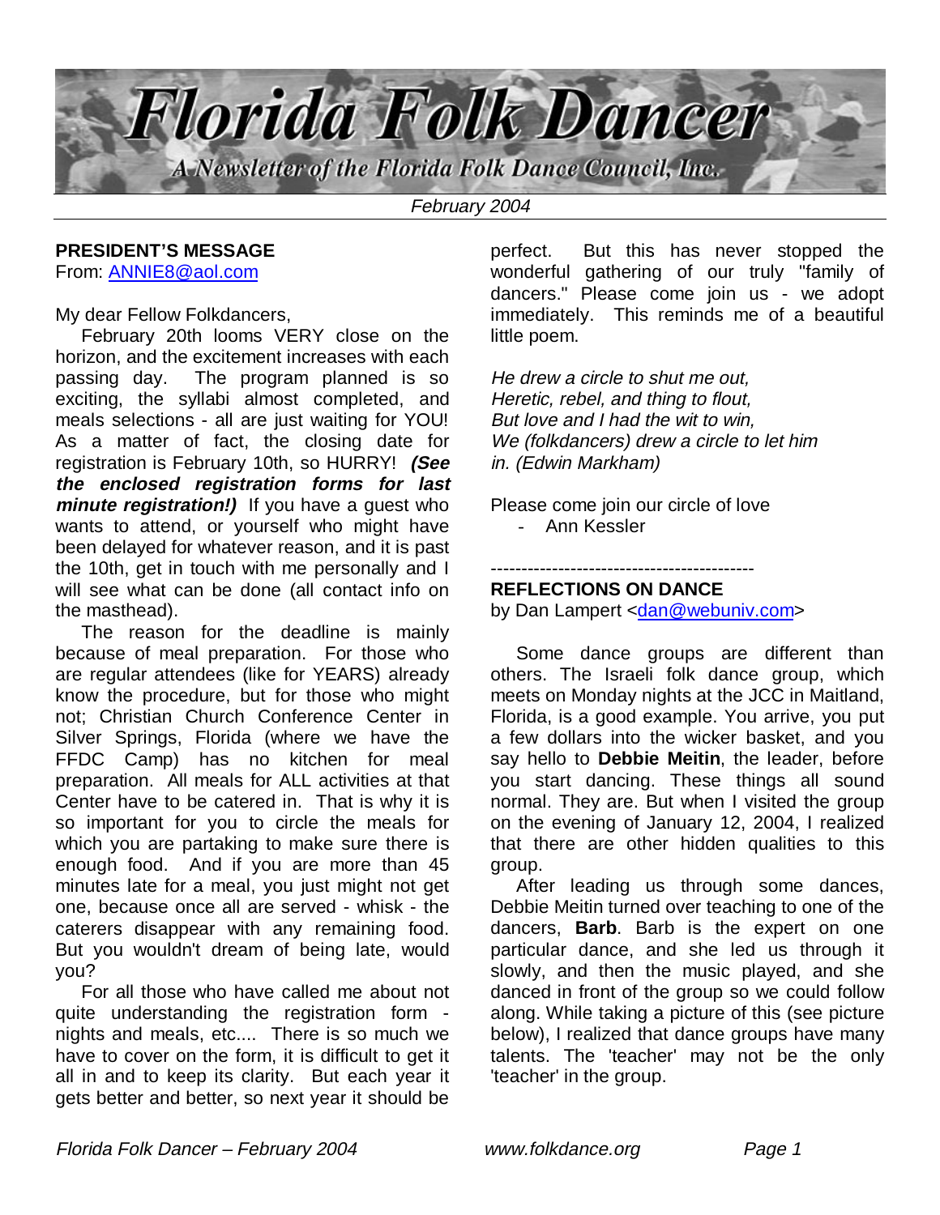# Florida Folk Dancer

A Newsletter of the Florida Folk Dance Council, Inc.

*February 2004*

## PRESIDENT'S MESSAGE

From: ANNIE8@aol.com

My dear Fellow Folkdancers,

February 20th looms VERY close on the horizon, and the excitement increases with each passing day. The program planned is so exciting, the syllabi almost completed, and meals selections - all are just waiting for YOU! As a matter of fact, the closing date for registration is February 10th, so HURRY! ***(See the enclosed registration forms for last minute registration!)*** If you have a guest who wants to attend, or yourself who might have been delayed for whatever reason, and it is past the 10th, get in touch with me personally and I will see what can be done (all contact info on the masthead).

The reason for the deadline is mainly because of meal preparation. For those who are regular attendees (like for YEARS) already know the procedure, but for those who might not; Christian Church Conference Center in Silver Springs, Florida (where we have the FFDC Camp) has no kitchen for meal preparation. All meals for ALL activities at that Center have to be catered in. That is why it is so important for you to circle the meals for which you are partaking to make sure there is enough food. And if you are more than 45 minutes late for a meal, you just might not get one, because once all are served - whisk - the caterers disappear with any remaining food. But you wouldn't dream of being late, would you?

For all those who have called me about not quite understanding the registration form - nights and meals, etc.... There is so much we have to cover on the form, it is difficult to get it all in and to keep its clarity. But each year it gets better and better, so next year it should be perfect. But this has never stopped the wonderful gathering of our truly "family of dancers." Please come join us - we adopt immediately. This reminds me of a beautiful little poem.

*He drew a circle to shut me out,*
*Heretic, rebel, and thing to flout,*
*But love and I had the wit to win,*
*We (folkdancers) drew a circle to let him in. (Edwin Markham)*

Please come join our circle of love

- Ann Kessler

-------------------------------------------

## REFLECTIONS ON DANCE

by Dan Lampert <dan@webuniv.com>

Some dance groups are different than others. The Israeli folk dance group, which meets on Monday nights at the JCC in Maitland, Florida, is a good example. You arrive, you put a few dollars into the wicker basket, and you say hello to **Debbie Meitin**, the leader, before you start dancing. These things all sound normal. They are. But when I visited the group on the evening of January 12, 2004, I realized that there are other hidden qualities to this group.

After leading us through some dances, Debbie Meitin turned over teaching to one of the dancers, **Barb**. Barb is the expert on one particular dance, and she led us through it slowly, and then the music played, and she danced in front of the group so we could follow along. While taking a picture of this (see picture below), I realized that dance groups have many talents. The 'teacher' may not be the only 'teacher' in the group.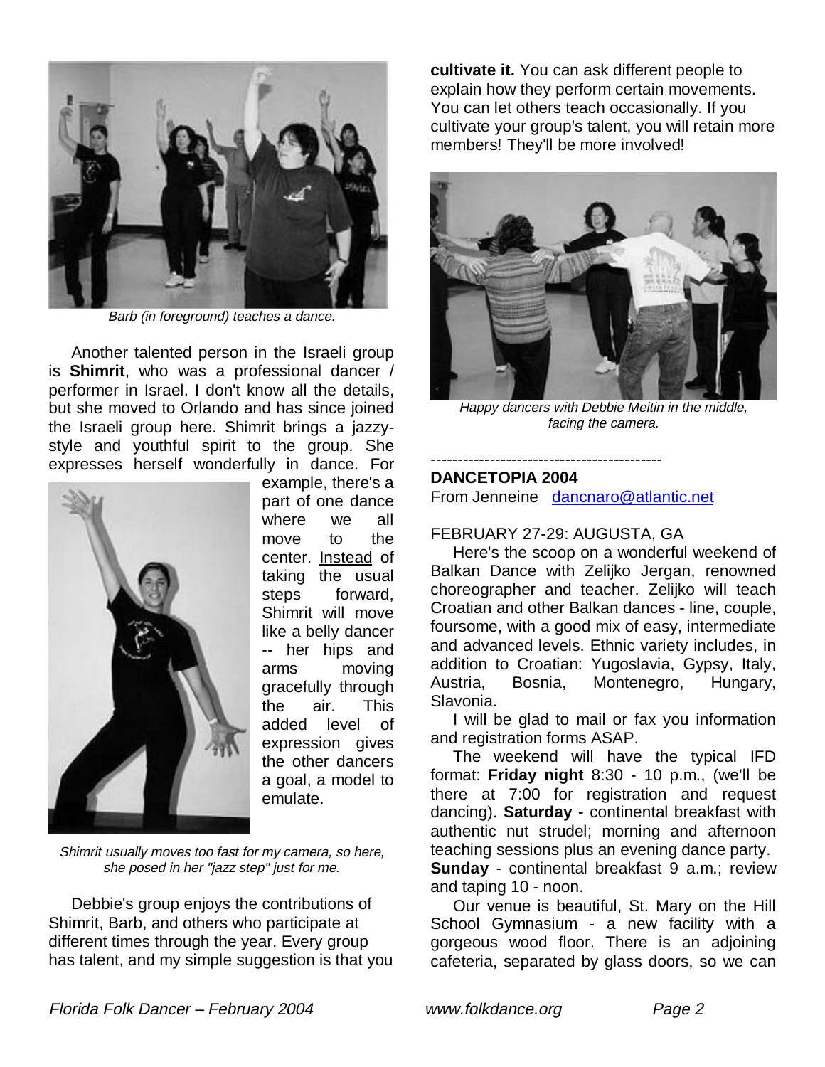*Barb (in foreground) teaches a dance.*

Another talented person in the Israeli group is **Shimrit**, who was a professional dancer / performer in Israel. I don't know all the details, but she moved to Orlando and has since joined the Israeli group here. Shimrit brings a jazzy-style and youthful spirit to the group. She expresses herself wonderfully in dance. For example, there's a part of one dance where we all move to the center. Instead of taking the usual steps forward, Shimrit will move like a belly dancer -- her hips and arms moving gracefully through the air. This added level of expression gives the other dancers a goal, a model to emulate.

*Shimrit usually moves too fast for my camera, so here, she posed in her "jazz step" just for me.*

Debbie's group enjoys the contributions of Shimrit, Barb, and others who participate at different times through the year. Every group has talent, and my simple suggestion is that you **cultivate it.** You can ask different people to explain how they perform certain movements. You can let others teach occasionally. If you cultivate your group's talent, you will retain more members! They'll be more involved!

*Happy dancers with Debbie Meitin in the middle, facing the camera.*

---

**DANCETOPIA 2004**

From Jenneine dancnaro@atlantic.net

FEBRUARY 27-29: AUGUSTA, GA

Here's the scoop on a wonderful weekend of Balkan Dance with Zelijko Jergan, renowned choreographer and teacher. Zelijko will teach Croatian and other Balkan dances - line, couple, foursome, with a good mix of easy, intermediate and advanced levels. Ethnic variety includes, in addition to Croatian: Yugoslavia, Gypsy, Italy, Austria, Bosnia, Montenegro, Hungary, Slavonia.

I will be glad to mail or fax you information and registration forms ASAP.

The weekend will have the typical IFD format: **Friday night** 8:30 - 10 p.m., (we'll be there at 7:00 for registration and request dancing). **Saturday** - continental breakfast with authentic nut strudel; morning and afternoon teaching sessions plus an evening dance party. **Sunday** - continental breakfast 9 a.m.; review and taping 10 - noon.

Our venue is beautiful, St. Mary on the Hill School Gymnasium - a new facility with a gorgeous wood floor. There is an adjoining cafeteria, separated by glass doors, so we can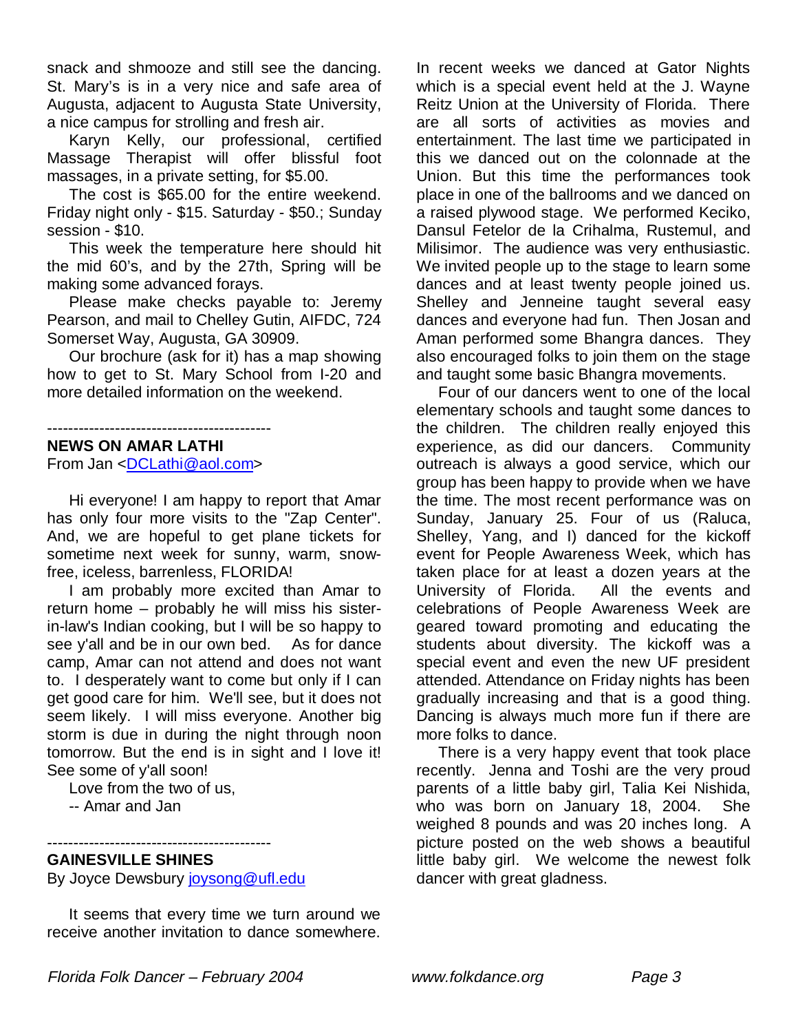snack and shmooze and still see the dancing. St. Mary's is in a very nice and safe area of Augusta, adjacent to Augusta State University, a nice campus for strolling and fresh air.

Karyn Kelly, our professional, certified Massage Therapist will offer blissful foot massages, in a private setting, for $5.00.

The cost is $65.00 for the entire weekend. Friday night only - $15. Saturday - $50.; Sunday session - $10.

This week the temperature here should hit the mid 60's, and by the 27th, Spring will be making some advanced forays.

Please make checks payable to: Jeremy Pearson, and mail to Chelley Gutin, AIFDC, 724 Somerset Way, Augusta, GA 30909.

Our brochure (ask for it) has a map showing how to get to St. Mary School from I-20 and more detailed information on the weekend.

-------------------------------------------

**NEWS ON AMAR LATHI**

From Jan <DCLathi@aol.com>

Hi everyone! I am happy to report that Amar has only four more visits to the "Zap Center". And, we are hopeful to get plane tickets for sometime next week for sunny, warm, snow-free, iceless, barrenless, FLORIDA!

I am probably more excited than Amar to return home – probably he will miss his sister-in-law's Indian cooking, but I will be so happy to see y'all and be in our own bed. As for dance camp, Amar can not attend and does not want to. I desperately want to come but only if I can get good care for him. We'll see, but it does not seem likely. I will miss everyone. Another big storm is due in during the night through noon tomorrow. But the end is in sight and I love it! See some of y'all soon!

Love from the two of us,

-- Amar and Jan

-------------------------------------------

**GAINESVILLE SHINES**

By Joyce Dewsbury joysong@ufl.edu

It seems that every time we turn around we receive another invitation to dance somewhere. In recent weeks we danced at Gator Nights which is a special event held at the J. Wayne Reitz Union at the University of Florida. There are all sorts of activities as movies and entertainment. The last time we participated in this we danced out on the colonnade at the Union. But this time the performances took place in one of the ballrooms and we danced on a raised plywood stage. We performed Keciko, Dansul Fetelor de la Crihalma, Rustemul, and Milisimor. The audience was very enthusiastic. We invited people up to the stage to learn some dances and at least twenty people joined us. Shelley and Jenneine taught several easy dances and everyone had fun. Then Josan and Aman performed some Bhangra dances. They also encouraged folks to join them on the stage and taught some basic Bhangra movements.

Four of our dancers went to one of the local elementary schools and taught some dances to the children. The children really enjoyed this experience, as did our dancers. Community outreach is always a good service, which our group has been happy to provide when we have the time. The most recent performance was on Sunday, January 25. Four of us (Raluca, Shelley, Yang, and I) danced for the kickoff event for People Awareness Week, which has taken place for at least a dozen years at the University of Florida. All the events and celebrations of People Awareness Week are geared toward promoting and educating the students about diversity. The kickoff was a special event and even the new UF president attended. Attendance on Friday nights has been gradually increasing and that is a good thing. Dancing is always much more fun if there are more folks to dance.

There is a very happy event that took place recently. Jenna and Toshi are the very proud parents of a little baby girl, Talia Kei Nishida, who was born on January 18, 2004. She weighed 8 pounds and was 20 inches long. A picture posted on the web shows a beautiful little baby girl. We welcome the newest folk dancer with great gladness.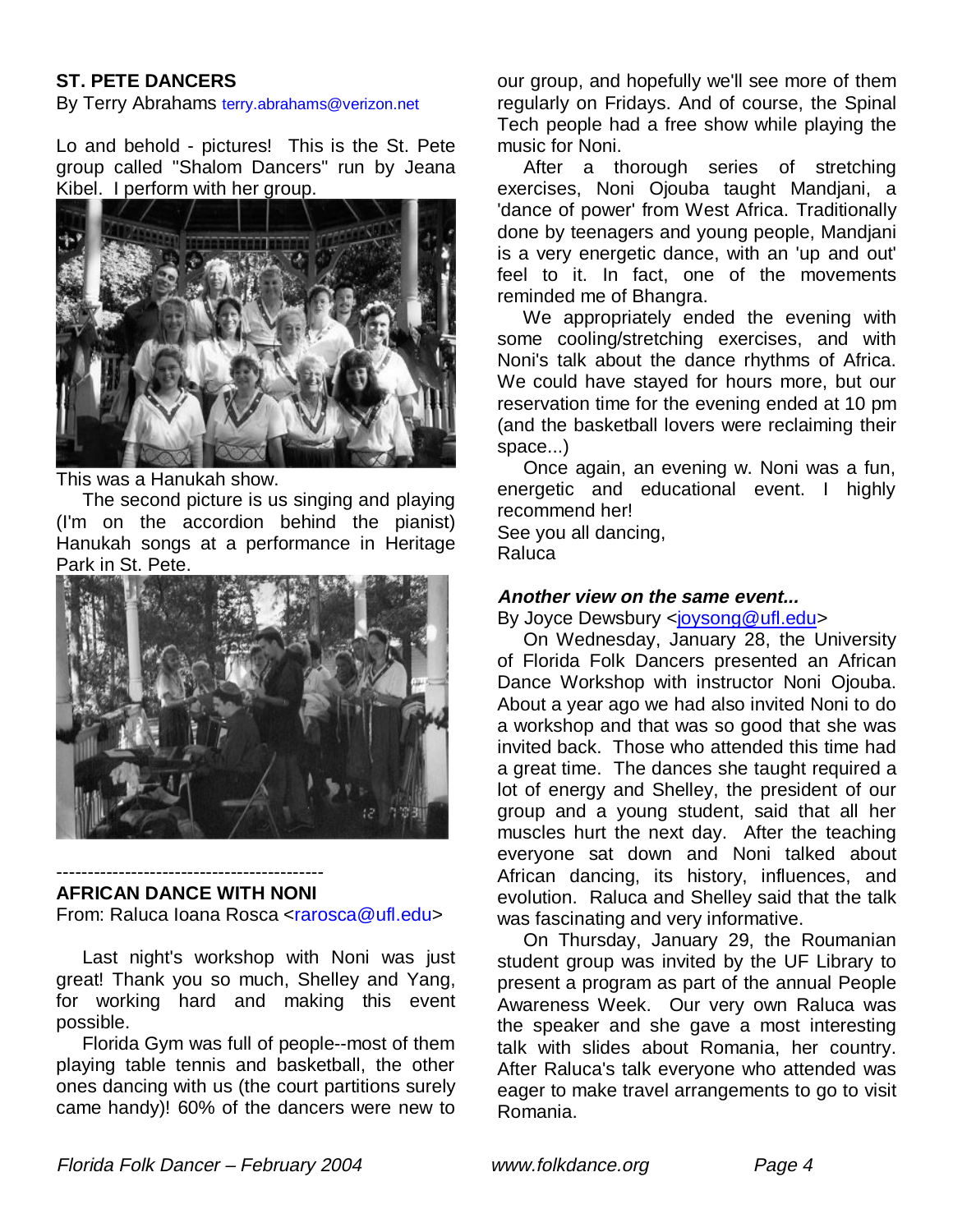**ST. PETE DANCERS**

By Terry Abrahams terry.abrahams@verizon.net

Lo and behold - pictures! This is the St. Pete group called "Shalom Dancers" run by Jeana Kibel. I perform with her group.

This was a Hanukah show.

The second picture is us singing and playing (I'm on the accordion behind the pianist) Hanukah songs at a performance in Heritage Park in St. Pete.

---

**AFRICAN DANCE WITH NONI**

From: Raluca Ioana Rosca <rarosca@ufl.edu>

Last night's workshop with Noni was just great! Thank you so much, Shelley and Yang, for working hard and making this event possible.

Florida Gym was full of people--most of them playing table tennis and basketball, the other ones dancing with us (the court partitions surely came handy)! 60% of the dancers were new to our group, and hopefully we'll see more of them regularly on Fridays. And of course, the Spinal Tech people had a free show while playing the music for Noni.

After a thorough series of stretching exercises, Noni Ojouba taught Mandjani, a 'dance of power' from West Africa. Traditionally done by teenagers and young people, Mandjani is a very energetic dance, with an 'up and out' feel to it. In fact, one of the movements reminded me of Bhangra.

We appropriately ended the evening with some cooling/stretching exercises, and with Noni's talk about the dance rhythms of Africa. We could have stayed for hours more, but our reservation time for the evening ended at 10 pm (and the basketball lovers were reclaiming their space...)

Once again, an evening w. Noni was a fun, energetic and educational event. I highly recommend her!

See you all dancing,
Raluca

***Another view on the same event...***

By Joyce Dewsbury <joysong@ufl.edu>

On Wednesday, January 28, the University of Florida Folk Dancers presented an African Dance Workshop with instructor Noni Ojouba. About a year ago we had also invited Noni to do a workshop and that was so good that she was invited back. Those who attended this time had a great time. The dances she taught required a lot of energy and Shelley, the president of our group and a young student, said that all her muscles hurt the next day. After the teaching everyone sat down and Noni talked about African dancing, its history, influences, and evolution. Raluca and Shelley said that the talk was fascinating and very informative.

On Thursday, January 29, the Roumanian student group was invited by the UF Library to present a program as part of the annual People Awareness Week. Our very own Raluca was the speaker and she gave a most interesting talk with slides about Romania, her country. After Raluca's talk everyone who attended was eager to make travel arrangements to go to visit Romania.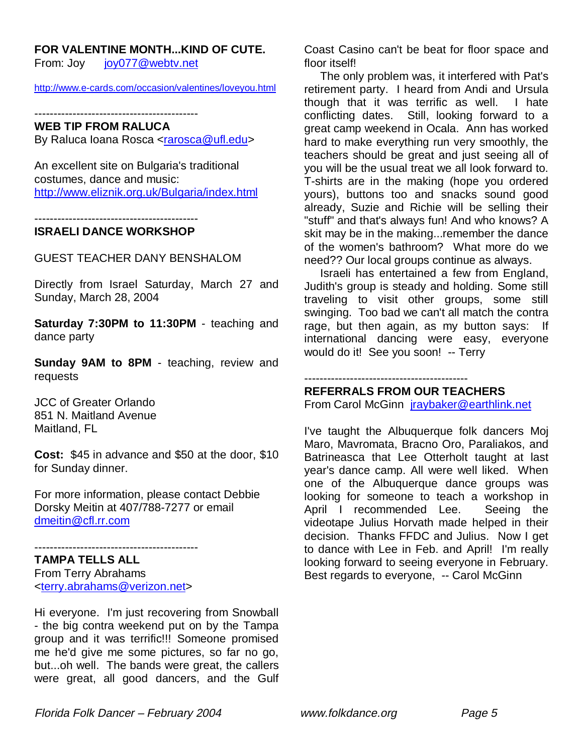**FOR VALENTINE MONTH...KIND OF CUTE.**
From: Joy joy077@webtv.net

http://www.e-cards.com/occasion/valentines/loveyou.html

-------------------------------------------

**WEB TIP FROM RALUCA**
By Raluca Ioana Rosca <rarosca@ufl.edu>

An excellent site on Bulgaria's traditional costumes, dance and music:
http://www.eliznik.org.uk/Bulgaria/index.html

-------------------------------------------

**ISRAELI DANCE WORKSHOP**

GUEST TEACHER DANY BENSHALOM

Directly from Israel Saturday, March 27 and Sunday, March 28, 2004

**Saturday 7:30PM to 11:30PM** - teaching and dance party

**Sunday 9AM to 8PM** - teaching, review and requests

JCC of Greater Orlando
851 N. Maitland Avenue
Maitland, FL

**Cost:** $45 in advance and $50 at the door, $10 for Sunday dinner.

For more information, please contact Debbie Dorsky Meitin at 407/788-7277 or email dmeitin@cfl.rr.com

-------------------------------------------

**TAMPA TELLS ALL**
From Terry Abrahams <terry.abrahams@verizon.net>

Hi everyone. I'm just recovering from Snowball - the big contra weekend put on by the Tampa group and it was terrific!!! Someone promised me he'd give me some pictures, so far no go, but...oh well. The bands were great, the callers were great, all good dancers, and the Gulf Coast Casino can't be beat for floor space and floor itself!

The only problem was, it interfered with Pat's retirement party. I heard from Andi and Ursula though that it was terrific as well. I hate conflicting dates. Still, looking forward to a great camp weekend in Ocala. Ann has worked hard to make everything run very smoothly, the teachers should be great and just seeing all of you will be the usual treat we all look forward to. T-shirts are in the making (hope you ordered yours), buttons too and snacks sound good already, Suzie and Richie will be selling their "stuff" and that's always fun! And who knows? A skit may be in the making...remember the dance of the women's bathroom? What more do we need?? Our local groups continue as always.

Israeli has entertained a few from England, Judith's group is steady and holding. Some still traveling to visit other groups, some still swinging. Too bad we can't all match the contra rage, but then again, as my button says: If international dancing were easy, everyone would do it! See you soon! -- Terry

-------------------------------------------

**REFERRALS FROM OUR TEACHERS**
From Carol McGinn jraybaker@earthlink.net

I've taught the Albuquerque folk dancers Moj Maro, Mavromata, Bracno Oro, Paraliakos, and Batrineasca that Lee Otterholt taught at last year's dance camp. All were well liked. When one of the Albuquerque dance groups was looking for someone to teach a workshop in April I recommended Lee. Seeing the videotape Julius Horvath made helped in their decision. Thanks FFDC and Julius. Now I get to dance with Lee in Feb. and April! I'm really looking forward to seeing everyone in February. Best regards to everyone, -- Carol McGinn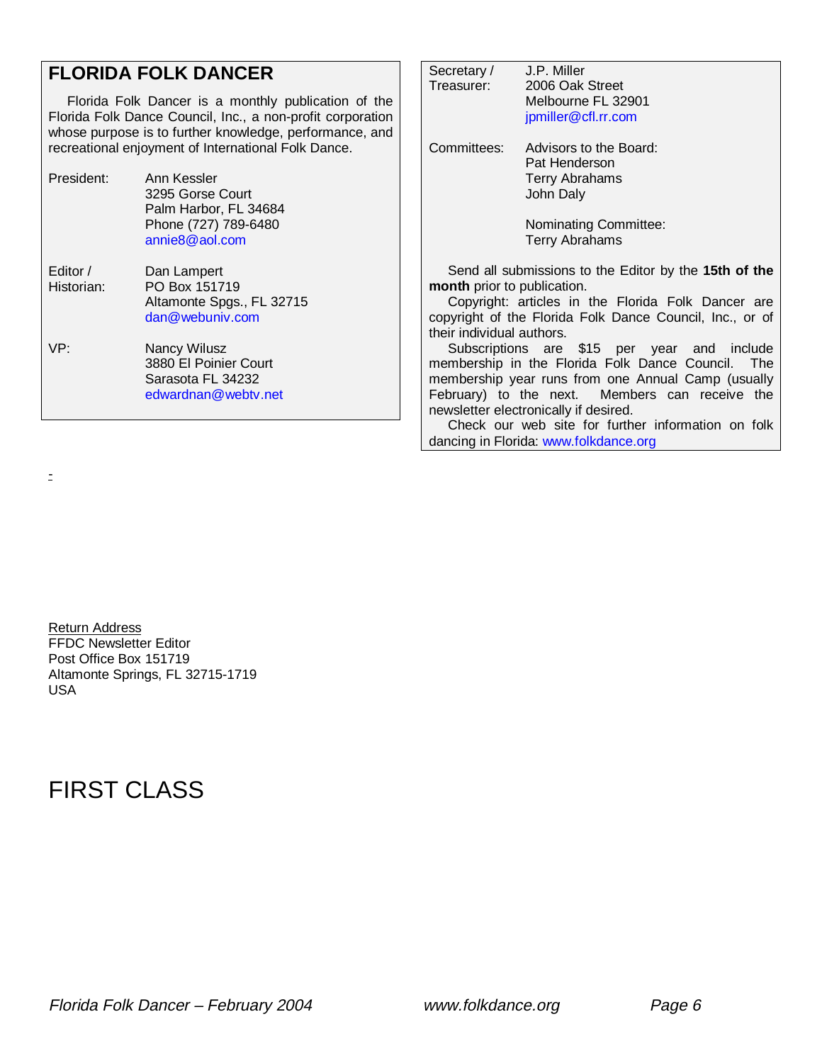## FLORIDA FOLK DANCER

Florida Folk Dancer is a monthly publication of the Florida Folk Dance Council, Inc., a non-profit corporation whose purpose is to further knowledge, performance, and recreational enjoyment of International Folk Dance.

| | |
|---|---|
| President: | Ann Kessler<br>3295 Gorse Court<br>Palm Harbor, FL 34684<br>Phone (727) 789-6480<br>annie8@aol.com |
| Editor / Historian: | Dan Lampert<br>PO Box 151719<br>Altamonte Spgs., FL 32715<br>dan@webuniv.com |
| VP: | Nancy Wilusz<br>3880 El Poinier Court<br>Sarasota FL 34232<br>edwardnan@webtv.net |
| Secretary / Treasurer: | J.P. Miller<br>2006 Oak Street<br>Melbourne FL 32901<br>jpmiller@cfl.rr.com |
| Committees: | Advisors to the Board:<br>Pat Henderson<br>Terry Abrahams<br>John Daly<br><br>Nominating Committee:<br>Terry Abrahams |

Send all submissions to the Editor by the **15th of the month** prior to publication.

Copyright: articles in the Florida Folk Dancer are copyright of the Florida Folk Dance Council, Inc., or of their individual authors.

Subscriptions are $15 per year and include membership in the Florida Folk Dance Council. The membership year runs from one Annual Camp (usually February) to the next. Members can receive the newsletter electronically if desired.

Check our web site for further information on folk dancing in Florida: www.folkdance.org

Return Address
FFDC Newsletter Editor
Post Office Box 151719
Altamonte Springs, FL 32715-1719
USA

FIRST CLASS